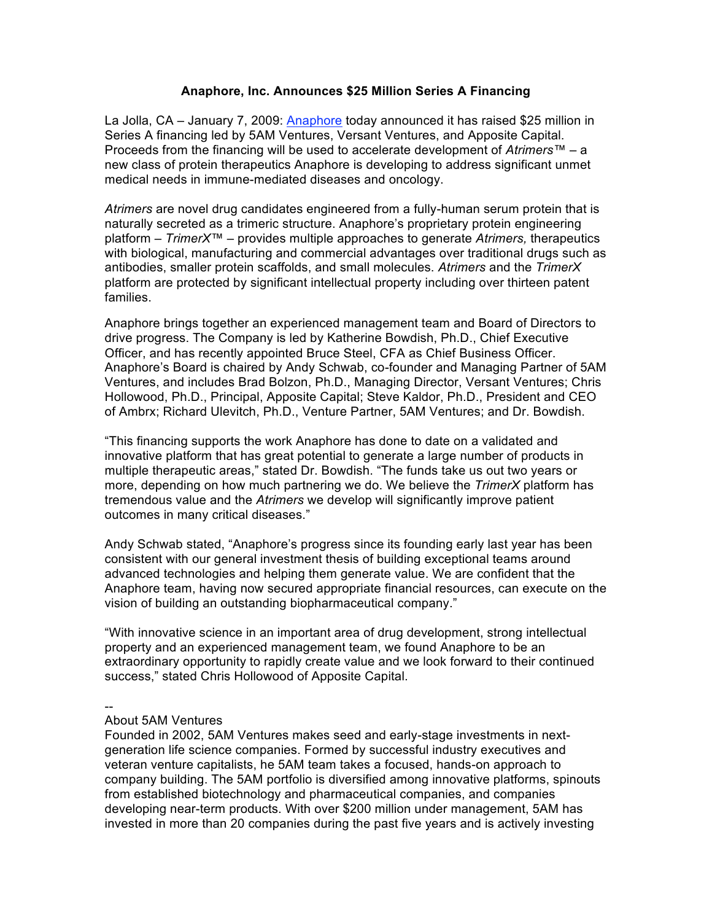**Anaphore, Inc. Announces $25 Million Series A Financing**

La Jolla, CA – January 7, 2009: Anaphore today announced it has raised $25 million in Series A financing led by 5AM Ventures, Versant Ventures, and Apposite Capital. Proceeds from the financing will be used to accelerate development of *Atrimers*™ – a new class of protein therapeutics Anaphore is developing to address significant unmet medical needs in immune-mediated diseases and oncology.

*Atrimers* are novel drug candidates engineered from a fully-human serum protein that is naturally secreted as a trimeric structure. Anaphore's proprietary protein engineering platform – *TrimerX*™ – provides multiple approaches to generate *Atrimers,* therapeutics with biological, manufacturing and commercial advantages over traditional drugs such as antibodies, smaller protein scaffolds, and small molecules. *Atrimers* and the *TrimerX* platform are protected by significant intellectual property including over thirteen patent families.

Anaphore brings together an experienced management team and Board of Directors to drive progress. The Company is led by Katherine Bowdish, Ph.D., Chief Executive Officer, and has recently appointed Bruce Steel, CFA as Chief Business Officer. Anaphore's Board is chaired by Andy Schwab, co-founder and Managing Partner of 5AM Ventures, and includes Brad Bolzon, Ph.D., Managing Director, Versant Ventures; Chris Hollowood, Ph.D., Principal, Apposite Capital; Steve Kaldor, Ph.D., President and CEO of Ambrx; Richard Ulevitch, Ph.D., Venture Partner, 5AM Ventures; and Dr. Bowdish.

"This financing supports the work Anaphore has done to date on a validated and innovative platform that has great potential to generate a large number of products in multiple therapeutic areas," stated Dr. Bowdish. "The funds take us out two years or more, depending on how much partnering we do. We believe the *TrimerX* platform has tremendous value and the *Atrimers* we develop will significantly improve patient outcomes in many critical diseases."

Andy Schwab stated, "Anaphore's progress since its founding early last year has been consistent with our general investment thesis of building exceptional teams around advanced technologies and helping them generate value. We are confident that the Anaphore team, having now secured appropriate financial resources, can execute on the vision of building an outstanding biopharmaceutical company."

"With innovative science in an important area of drug development, strong intellectual property and an experienced management team, we found Anaphore to be an extraordinary opportunity to rapidly create value and we look forward to their continued success," stated Chris Hollowood of Apposite Capital.

--

About 5AM Ventures

Founded in 2002, 5AM Ventures makes seed and early-stage investments in next-generation life science companies. Formed by successful industry executives and veteran venture capitalists, he 5AM team takes a focused, hands-on approach to company building. The 5AM portfolio is diversified among innovative platforms, spinouts from established biotechnology and pharmaceutical companies, and companies developing near-term products. With over $200 million under management, 5AM has invested in more than 20 companies during the past five years and is actively investing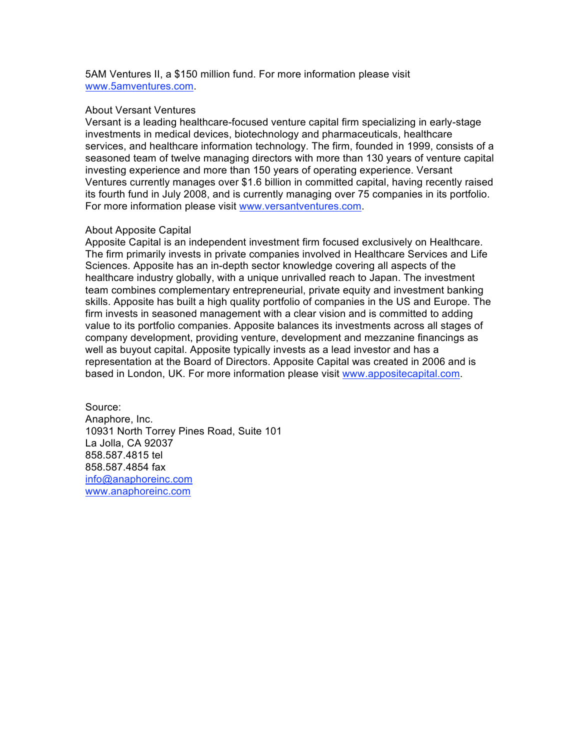5AM Ventures II, a $150 million fund. For more information please visit www.5amventures.com.

## About Versant Ventures

Versant is a leading healthcare-focused venture capital firm specializing in early-stage investments in medical devices, biotechnology and pharmaceuticals, healthcare services, and healthcare information technology. The firm, founded in 1999, consists of a seasoned team of twelve managing directors with more than 130 years of venture capital investing experience and more than 150 years of operating experience. Versant Ventures currently manages over $1.6 billion in committed capital, having recently raised its fourth fund in July 2008, and is currently managing over 75 companies in its portfolio. For more information please visit www.versantventures.com.

## About Apposite Capital

Apposite Capital is an independent investment firm focused exclusively on Healthcare. The firm primarily invests in private companies involved in Healthcare Services and Life Sciences. Apposite has an in-depth sector knowledge covering all aspects of the healthcare industry globally, with a unique unrivalled reach to Japan. The investment team combines complementary entrepreneurial, private equity and investment banking skills. Apposite has built a high quality portfolio of companies in the US and Europe. The firm invests in seasoned management with a clear vision and is committed to adding value to its portfolio companies. Apposite balances its investments across all stages of company development, providing venture, development and mezzanine financings as well as buyout capital. Apposite typically invests as a lead investor and has a representation at the Board of Directors. Apposite Capital was created in 2006 and is based in London, UK. For more information please visit www.appositecapital.com.

Source:
Anaphore, Inc.
10931 North Torrey Pines Road, Suite 101
La Jolla, CA 92037
858.587.4815 tel
858.587.4854 fax
info@anaphoreinc.com
www.anaphoreinc.com